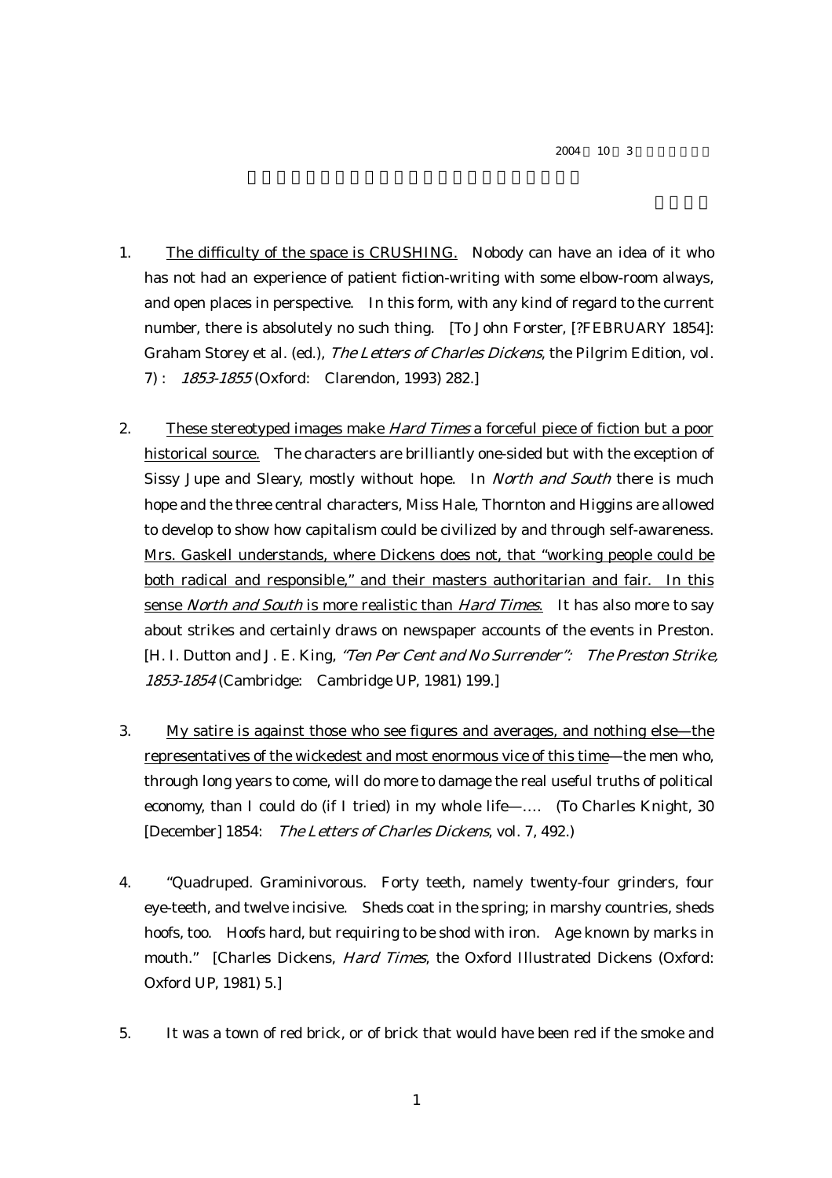2004 10 3

1. The difficulty of the space is CRUSHING. Nobody can have an idea of it who has not had an experience of patient fiction-writing with some elbow-room always, and open places in perspective. In this form, with any kind of regard to the current number, there is absolutely no such thing. [To John Forster, [?FEBRUARY 1854]: Graham Storey et al. (ed.), *The Letters of Charles Dickens*, the Pilgrim Edition, vol. 7) : *1853-1855* (Oxford: Clarendon, 1993) 282.]

2. These stereotyped images make *Hard Times* a forceful piece of fiction but a poor historical source. The characters are brilliantly one-sided but with the exception of Sissy Jupe and Sleary, mostly without hope. In *North and South* there is much hope and the three central characters, Miss Hale, Thornton and Higgins are allowed to develop to show how capitalism could be civilized by and through self-awareness. Mrs. Gaskell understands, where Dickens does not, that "working people could be both radical and responsible," and their masters authoritarian and fair. In this sense *North and South* is more realistic than *Hard Times*. It has also more to say about strikes and certainly draws on newspaper accounts of the events in Preston. [H. I. Dutton and J. E. King, *"Ten Per Cent and No Surrender": The Preston Strike, 1853-1854* (Cambridge: Cambridge UP, 1981) 199.]

3. My satire is against those who see figures and averages, and nothing else—the representatives of the wickedest and most enormous vice of this time—the men who, through long years to come, will do more to damage the real useful truths of political economy, than I could do (if I tried) in my whole life—…. (To Charles Knight, 30 [December] 1854: *The Letters of Charles Dickens*, vol. 7, 492.)

4. "Quadruped. Graminivorous. Forty teeth, namely twenty-four grinders, four eye-teeth, and twelve incisive. Sheds coat in the spring; in marshy countries, sheds hoofs, too. Hoofs hard, but requiring to be shod with iron. Age known by marks in mouth." [Charles Dickens, *Hard Times*, the Oxford Illustrated Dickens (Oxford: Oxford UP, 1981) 5.]

5. It was a town of red brick, or of brick that would have been red if the smoke and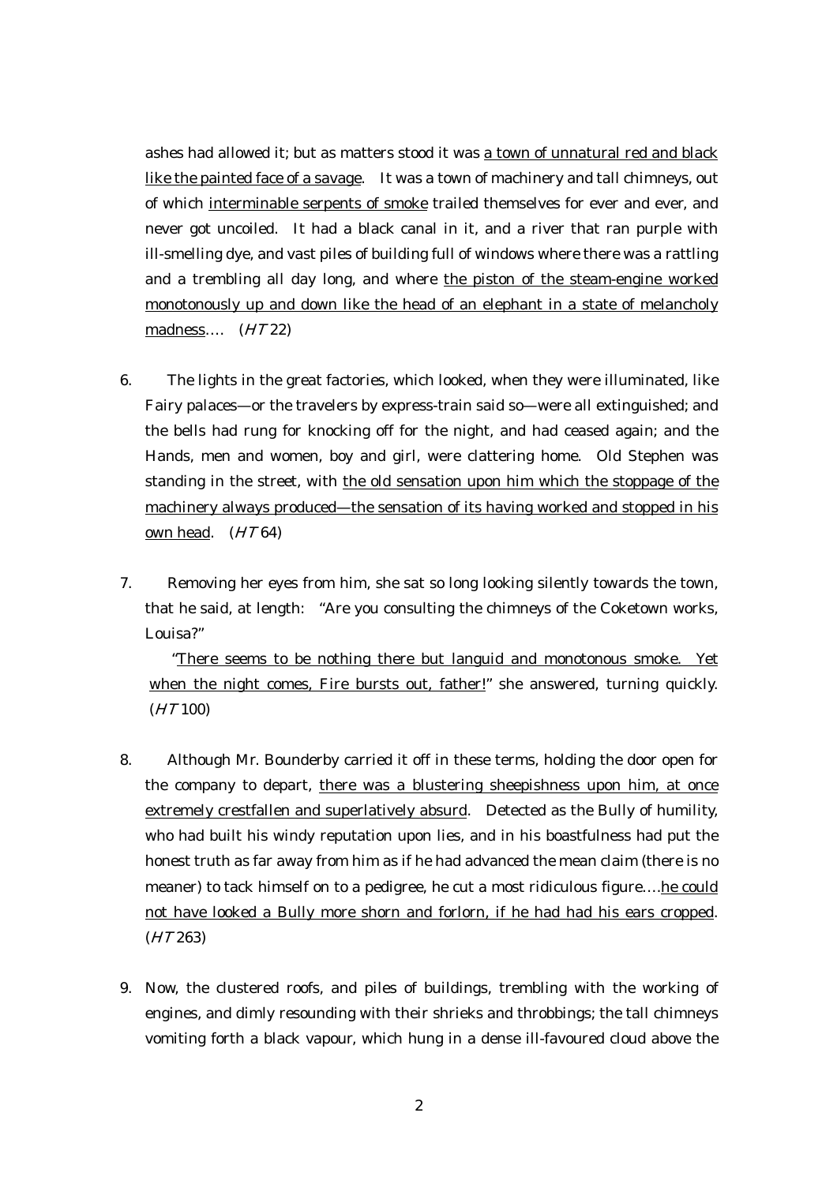ashes had allowed it; but as matters stood it was <u>a town of unnatural red and black like the painted face of a savage</u>. It was a town of machinery and tall chimneys, out of which <u>interminable serpents of smoke</u> trailed themselves for ever and ever, and never got uncoiled. It had a black canal in it, and a river that ran purple with ill-smelling dye, and vast piles of building full of windows where there was a rattling and a trembling all day long, and where <u>the piston of the steam-engine worked monotonously up and down like the head of an elephant in a state of melancholy madness</u>.... (*HT* 22)

6. The lights in the great factories, which looked, when they were illuminated, like Fairy palaces—or the travelers by express-train said so—were all extinguished; and the bells had rung for knocking off for the night, and had ceased again; and the Hands, men and women, boy and girl, were clattering home. Old Stephen was standing in the street, with <u>the old sensation upon him which the stoppage of the machinery always produced—the sensation of its having worked and stopped in his own head</u>. (*HT* 64)

7. Removing her eyes from him, she sat so long looking silently towards the town, that he said, at length: "Are you consulting the chimneys of the Coketown works, Louisa?"

   "<u>There seems to be nothing there but languid and monotonous smoke. Yet when the night comes, Fire bursts out, father!</u>" she answered, turning quickly. (*HT* 100)

8. Although Mr. Bounderby carried it off in these terms, holding the door open for the company to depart, <u>there was a blustering sheepishness upon him, at once extremely crestfallen and superlatively absurd</u>. Detected as the Bully of humility, who had built his windy reputation upon lies, and in his boastfulness had put the honest truth as far away from him as if he had advanced the mean claim (there is no meaner) to tack himself on to a pedigree, he cut a most ridiculous figure....<u>he could not have looked a Bully more shorn and forlorn, if he had had his ears cropped</u>. (*HT* 263)

9. Now, the clustered roofs, and piles of buildings, trembling with the working of engines, and dimly resounding with their shrieks and throbbings; the tall chimneys vomiting forth a black vapour, which hung in a dense ill-favoured cloud above the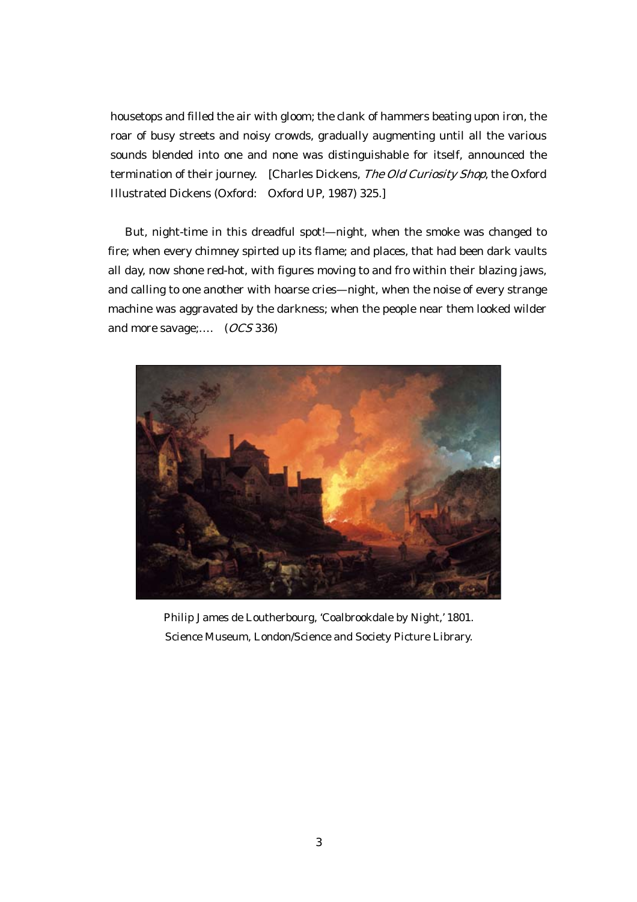housetops and filled the air with gloom; the clank of hammers beating upon iron, the roar of busy streets and noisy crowds, gradually augmenting until all the various sounds blended into one and none was distinguishable for itself, announced the termination of their journey. [Charles Dickens, *The Old Curiosity Shop*, the Oxford Illustrated Dickens (Oxford: Oxford UP, 1987) 325.]

But, night-time in this dreadful spot!—night, when the smoke was changed to fire; when every chimney spirted up its flame; and places, that had been dark vaults all day, now shone red-hot, with figures moving to and fro within their blazing jaws, and calling to one another with hoarse cries—night, when the noise of every strange machine was aggravated by the darkness; when the people near them looked wilder and more savage;.... (*OCS* 336)

Philip James de Loutherbourg, 'Coalbrookdale by Night,' 1801.
Science Museum, London/Science and Society Picture Library.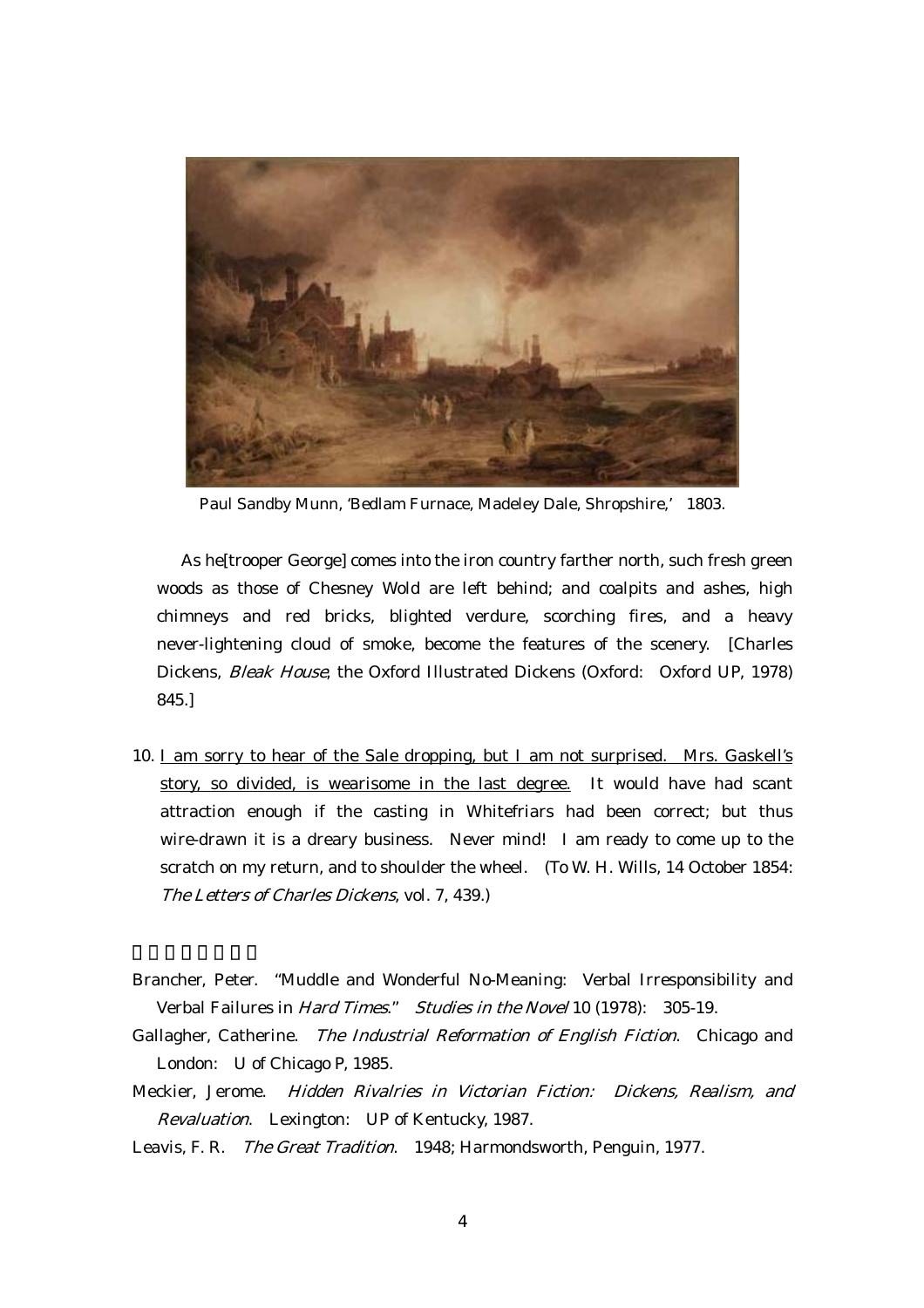Paul Sandby Munn, 'Bedlam Furnace, Madeley Dale, Shropshire,' 1803.

> As he[trooper George] comes into the iron country farther north, such fresh green woods as those of Chesney Wold are left behind; and coalpits and ashes, high chimneys and red bricks, blighted verdure, scorching fires, and a heavy never-lightening cloud of smoke, become the features of the scenery. [Charles Dickens, *Bleak House*, the Oxford Illustrated Dickens (Oxford: Oxford UP, 1978) 845.]

10. <u>I am sorry to hear of the Sale dropping, but I am not surprised. Mrs. Gaskell's story, so divided, is wearisome in the last degree.</u> It would have had scant attraction enough if the casting in Whitefriars had been correct; but thus wire-drawn it is a dreary business. Never mind! I am ready to come up to the scratch on my return, and to shoulder the wheel. (To W. H. Wills, 14 October 1854: *The Letters of Charles Dickens*, vol. 7, 439.)

Brancher, Peter. "Muddle and Wonderful No-Meaning: Verbal Irresponsibility and Verbal Failures in *Hard Times*." *Studies in the Novel* 10 (1978): 305-19.

Gallagher, Catherine. *The Industrial Reformation of English Fiction*. Chicago and London: U of Chicago P, 1985.

Meckier, Jerome. *Hidden Rivalries in Victorian Fiction: Dickens, Realism, and Revaluation*. Lexington: UP of Kentucky, 1987.

Leavis, F. R. *The Great Tradition*. 1948; Harmondsworth, Penguin, 1977.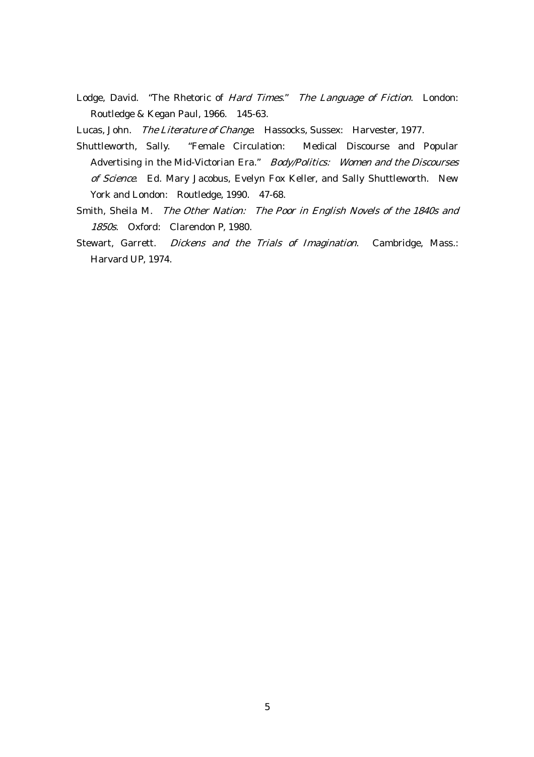Lodge, David. "The Rhetoric of *Hard Times*." *The Language of Fiction*. London: Routledge & Kegan Paul, 1966. 145-63.

Lucas, John. *The Literature of Change*. Hassocks, Sussex: Harvester, 1977.

Shuttleworth, Sally. "Female Circulation: Medical Discourse and Popular Advertising in the Mid-Victorian Era." *Body/Politics: Women and the Discourses of Science*. Ed. Mary Jacobus, Evelyn Fox Keller, and Sally Shuttleworth. New York and London: Routledge, 1990. 47-68.

Smith, Sheila M. *The Other Nation: The Poor in English Novels of the 1840s and 1850s*. Oxford: Clarendon P, 1980.

Stewart, Garrett. *Dickens and the Trials of Imagination*. Cambridge, Mass.: Harvard UP, 1974.